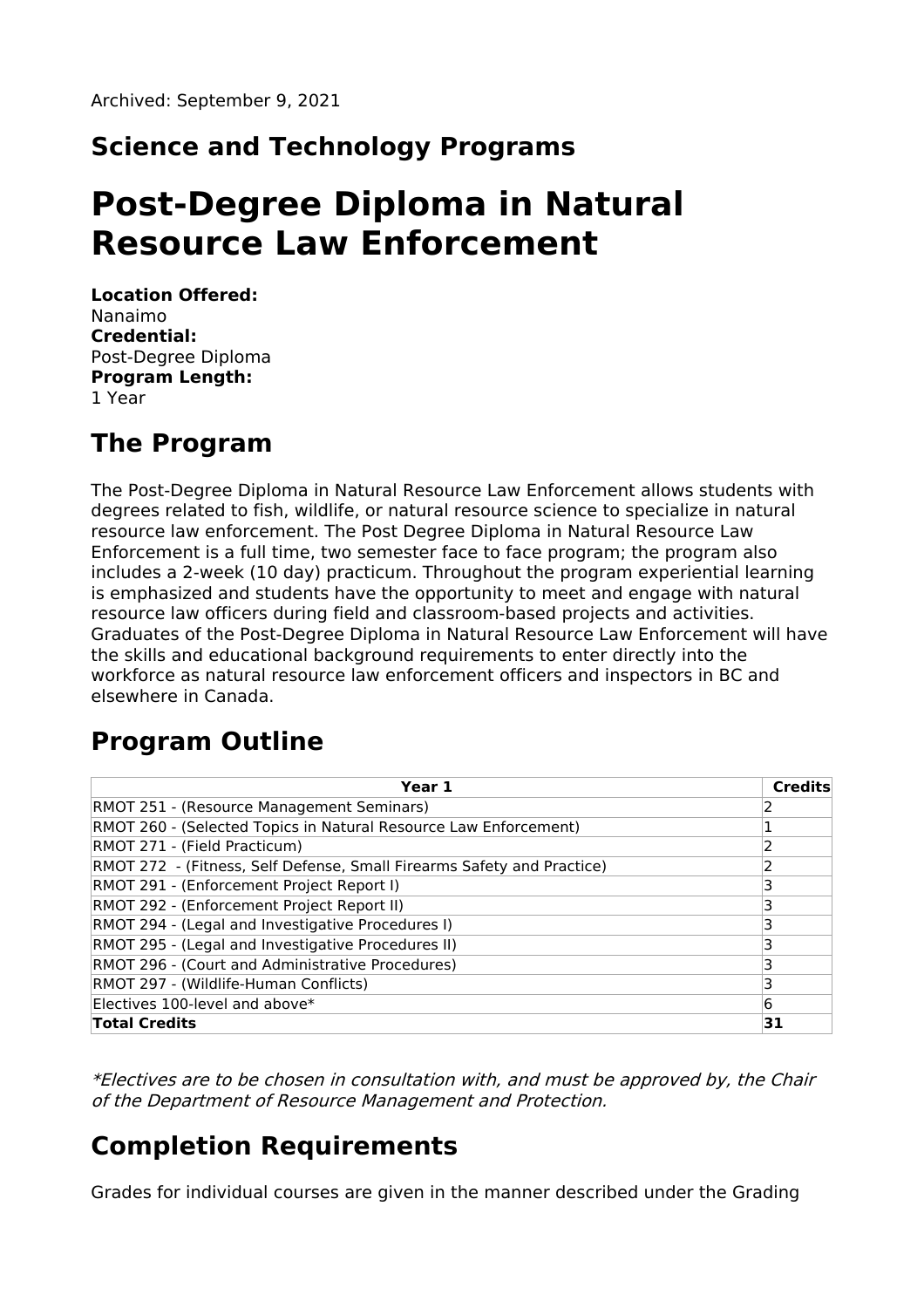Archived: September 9, 2021

## Science and Technology Programs

# Post-Degree Diploma in Natural Resource Law Enforcement

**Location Offered:**
Nanaimo
**Credential:**
Post-Degree Diploma
**Program Length:**
1 Year

## The Program

The Post-Degree Diploma in Natural Resource Law Enforcement allows students with degrees related to fish, wildlife, or natural resource science to specialize in natural resource law enforcement. The Post Degree Diploma in Natural Resource Law Enforcement is a full time, two semester face to face program; the program also includes a 2-week (10 day) practicum. Throughout the program experiential learning is emphasized and students have the opportunity to meet and engage with natural resource law officers during field and classroom-based projects and activities. Graduates of the Post-Degree Diploma in Natural Resource Law Enforcement will have the skills and educational background requirements to enter directly into the workforce as natural resource law enforcement officers and inspectors in BC and elsewhere in Canada.

## Program Outline

| Year 1 | Credits |
| --- | --- |
| RMOT 251 - (Resource Management Seminars) | 2 |
| RMOT 260 - (Selected Topics in Natural Resource Law Enforcement) | 1 |
| RMOT 271 - (Field Practicum) | 2 |
| RMOT 272 - (Fitness, Self Defense, Small Firearms Safety and Practice) | 2 |
| RMOT 291 - (Enforcement Project Report I) | 3 |
| RMOT 292 - (Enforcement Project Report II) | 3 |
| RMOT 294 - (Legal and Investigative Procedures I) | 3 |
| RMOT 295 - (Legal and Investigative Procedures II) | 3 |
| RMOT 296 - (Court and Administrative Procedures) | 3 |
| RMOT 297 - (Wildlife-Human Conflicts) | 3 |
| Electives 100-level and above* | 6 |
| **Total Credits** | **31** |

*\*Electives are to be chosen in consultation with, and must be approved by, the Chair of the Department of Resource Management and Protection.*

## Completion Requirements

Grades for individual courses are given in the manner described under the Grading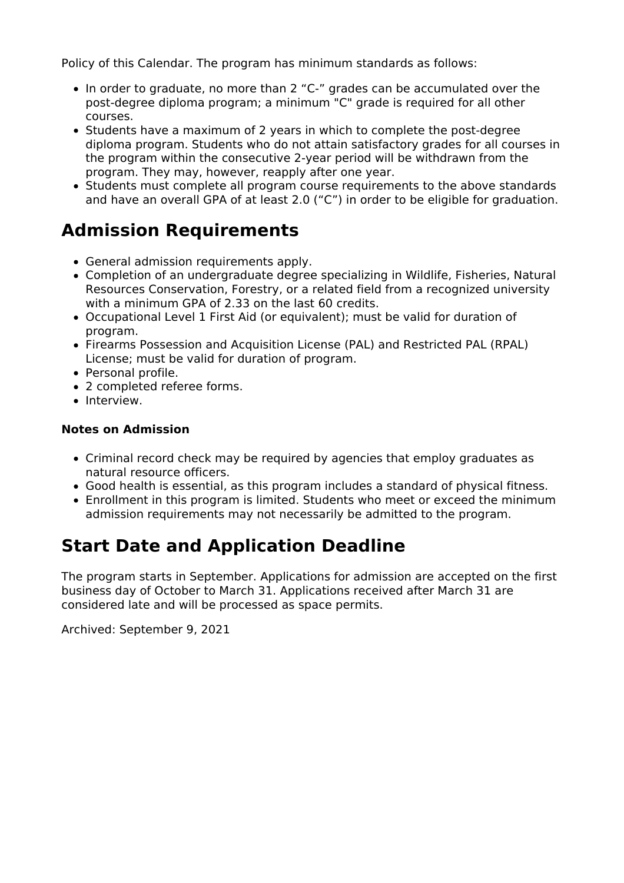Policy of this Calendar. The program has minimum standards as follows:

- In order to graduate, no more than 2 “C-” grades can be accumulated over the post-degree diploma program; a minimum "C" grade is required for all other courses.
- Students have a maximum of 2 years in which to complete the post-degree diploma program. Students who do not attain satisfactory grades for all courses in the program within the consecutive 2-year period will be withdrawn from the program. They may, however, reapply after one year.
- Students must complete all program course requirements to the above standards and have an overall GPA of at least 2.0 (“C”) in order to be eligible for graduation.

## Admission Requirements

- General admission requirements apply.
- Completion of an undergraduate degree specializing in Wildlife, Fisheries, Natural Resources Conservation, Forestry, or a related field from a recognized university with a minimum GPA of 2.33 on the last 60 credits.
- Occupational Level 1 First Aid (or equivalent); must be valid for duration of program.
- Firearms Possession and Acquisition License (PAL) and Restricted PAL (RPAL) License; must be valid for duration of program.
- Personal profile.
- 2 completed referee forms.
- Interview.

### Notes on Admission

- Criminal record check may be required by agencies that employ graduates as natural resource officers.
- Good health is essential, as this program includes a standard of physical fitness.
- Enrollment in this program is limited. Students who meet or exceed the minimum admission requirements may not necessarily be admitted to the program.

## Start Date and Application Deadline

The program starts in September. Applications for admission are accepted on the first business day of October to March 31. Applications received after March 31 are considered late and will be processed as space permits.

Archived: September 9, 2021